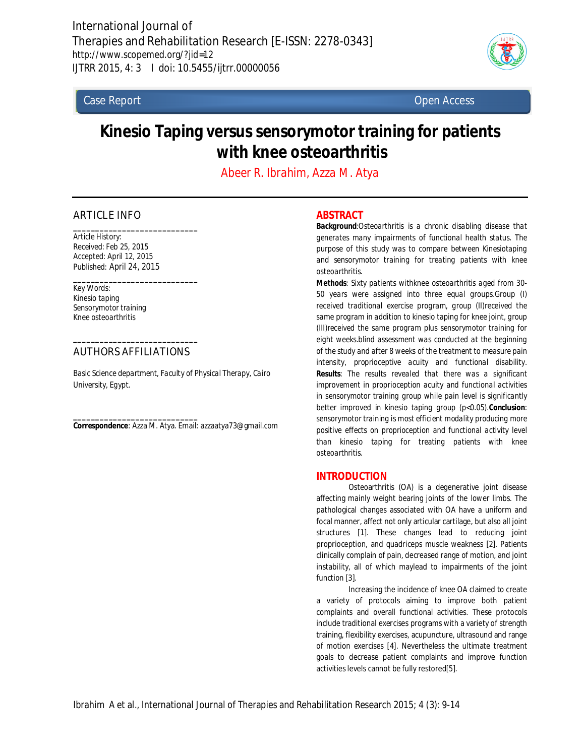International Journal of
Therapies and Rehabilitation Research [E-ISSN: 2278-0343]
http://www.scopemed.org/?jid=12
IJTRR 2015, 4: 3 I doi: 10.5455/ijtrr.00000056

Case Report | Open Access

# Kinesio Taping versus sensorymotor training for patients with knee osteoarthritis

Abeer R. Ibrahim, Azza M. Atya

## ARTICLE INFO

Article History:
Received: Feb 25, 2015
Accepted: April 12, 2015
Published: April 24, 2015

Key Words:
Kinesio taping
Sensorymotor training
Knee osteoarthritis

## AUTHORS AFFILIATIONS

Basic Science department, Faculty of Physical Therapy, Cairo University, Egypt.

**Correspondence**: Azza M. Atya. Email: azzaatya73@gmail.com

## ABSTRACT

**Background**:Osteoarthritis is a chronic disabling disease that generates many impairments of functional health status. The purpose of this study was to compare between Kinesiotaping and sensorymotor training for treating patients with knee osteoarthritis.

**Methods**: Sixty patients withknee osteoarthritis aged from 30-50 years were assigned into three equal groups.Group (I) received traditional exercise program, group (II)received the same program in addition to kinesio taping for knee joint, group (III)received the same program plus sensorymotor training for eight weeks.blind assessment was conducted at the beginning of the study and after 8 weeks of the treatment to measure pain intensity, proprioceptive acuity and functional disability. **Results**: The results revealed that there was a significant improvement in proprioception acuity and functional activities in sensorymotor training group while pain level is significantly better improved in kinesio taping group ($p<0.05$).**Conclusion**: sensorymotor training is most efficient modality producing more positive effects on proprioception and functional activity level than kinesio taping for treating patients with knee osteoarthritis.

## INTRODUCTION

Osteoarthritis (OA) is a degenerative joint disease affecting mainly weight bearing joints of the lower limbs. The pathological changes associated with OA have a uniform and focal manner, affect not only articular cartilage, but also all joint structures [1]. These changes lead to reducing joint proprioception, and quadriceps muscle weakness [2]. Patients clinically complain of pain, decreased range of motion, and joint instability, all of which maylead to impairments of the joint function [3].

Increasing the incidence of knee OA claimed to create a variety of protocols aiming to improve both patient complaints and overall functional activities. These protocols include traditional exercises programs with a variety of strength training, flexibility exercises, acupuncture, ultrasound and range of motion exercises [4]. Nevertheless the ultimate treatment goals to decrease patient complaints and improve function activities levels cannot be fully restored[5].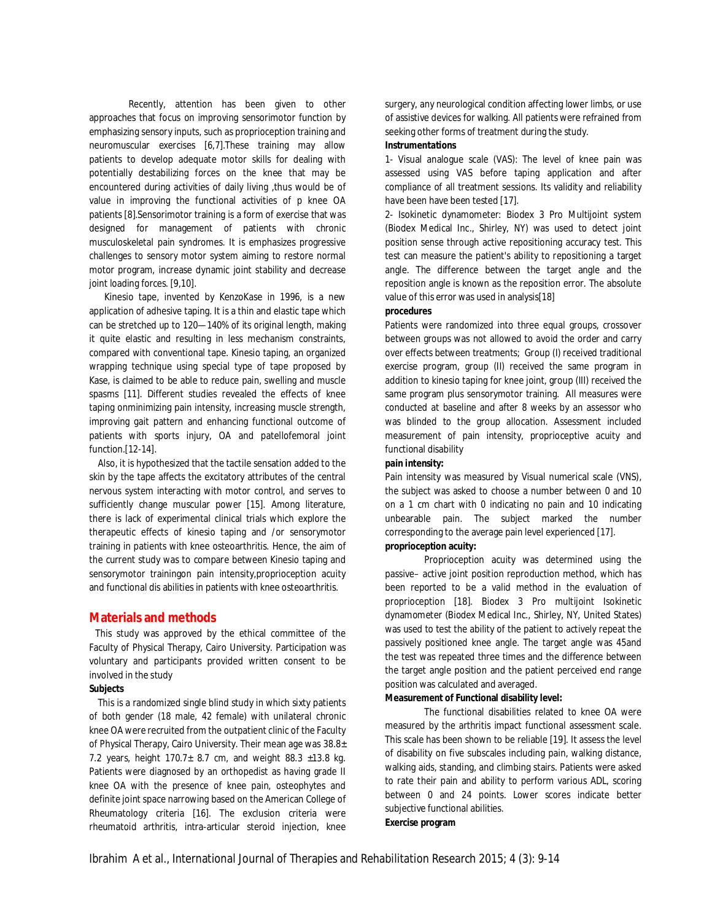Recently, attention has been given to other approaches that focus on improving sensorimotor function by emphasizing sensory inputs, such as proprioception training and neuromuscular exercises [6,7].These training may allow patients to develop adequate motor skills for dealing with potentially destabilizing forces on the knee that may be encountered during activities of daily living ,thus would be of value in improving the functional activities of p knee OA patients [8].Sensorimotor training is a form of exercise that was designed for management of patients with chronic musculoskeletal pain syndromes. It is emphasizes progressive challenges to sensory motor system aiming to restore normal motor program, increase dynamic joint stability and decrease joint loading forces. [9,10].

Kinesio tape, invented by KenzoKase in 1996, is a new application of adhesive taping. It is a thin and elastic tape which can be stretched up to 120—140% of its original length, making it quite elastic and resulting in less mechanism constraints, compared with conventional tape. Kinesio taping, an organized wrapping technique using special type of tape proposed by Kase, is claimed to be able to reduce pain, swelling and muscle spasms [11]. Different studies revealed the effects of knee taping onminimizing pain intensity, increasing muscle strength, improving gait pattern and enhancing functional outcome of patients with sports injury, OA and patellofemoral joint function.[12-14].

Also, it is hypothesized that the tactile sensation added to the skin by the tape affects the excitatory attributes of the central nervous system interacting with motor control, and serves to sufficiently change muscular power [15]. Among literature, there is lack of experimental clinical trials which explore the therapeutic effects of kinesio taping and /or sensorymotor training in patients with knee osteoarthritis. Hence, the aim of the current study was to compare between Kinesio taping and sensorymotor trainingon pain intensity,proprioception acuity and functional dis abilities in patients with knee osteoarthritis.

## Materials and methods

This study was approved by the ethical committee of the Faculty of Physical Therapy, Cairo University. Participation was voluntary and participants provided written consent to be involved in the study

**Subjects**

This is a randomized single blind study in which sixty patients of both gender (18 male, 42 female) with unilateral chronic knee OA were recruited from the outpatient clinic of the Faculty of Physical Therapy, Cairo University. Their mean age was 38.8± 7.2 years, height 170.7± 8.7 cm, and weight 88.3 ±13.8 kg. Patients were diagnosed by an orthopedist as having grade II knee OA with the presence of knee pain, osteophytes and definite joint space narrowing based on the American College of Rheumatology criteria [16]. The exclusion criteria were rheumatoid arthritis, intra-articular steroid injection, knee surgery, any neurological condition affecting lower limbs, or use of assistive devices for walking. All patients were refrained from seeking other forms of treatment during the study.

**Instrumentations**

1- Visual analogue scale (VAS): The level of knee pain was assessed using VAS before taping application and after compliance of all treatment sessions. Its validity and reliability have been have been tested [17].

2- Isokinetic dynamometer: Biodex 3 Pro Multijoint system (Biodex Medical Inc., Shirley, NY) was used to detect joint position sense through active repositioning accuracy test. This test can measure the patient's ability to repositioning a target angle. The difference between the target angle and the reposition angle is known as the reposition error. The absolute value of this error was used in analysis[18]

**procedures**

Patients were randomized into three equal groups, crossover between groups was not allowed to avoid the order and carry over effects between treatments; Group (I) received traditional exercise program, group (II) received the same program in addition to kinesio taping for knee joint, group (III) received the same program plus sensorymotor training. All measures were conducted at baseline and after 8 weeks by an assessor who was blinded to the group allocation. Assessment included measurement of pain intensity, proprioceptive acuity and functional disability

**pain intensity:**

Pain intensity was measured by Visual numerical scale (VNS), the subject was asked to choose a number between 0 and 10 on a 1 cm chart with 0 indicating no pain and 10 indicating unbearable pain. The subject marked the number corresponding to the average pain level experienced [17].

**proprioception acuity:**

Proprioception acuity was determined using the passive– active joint position reproduction method, which has been reported to be a valid method in the evaluation of proprioception [18]. Biodex 3 Pro multijoint Isokinetic dynamometer (Biodex Medical Inc., Shirley, NY, United States) was used to test the ability of the patient to actively repeat the passively positioned knee angle. The target angle was 45and the test was repeated three times and the difference between the target angle position and the patient perceived end range position was calculated and averaged.

**Measurement of Functional disability level:**

The functional disabilities related to knee OA were measured by the arthritis impact functional assessment scale. This scale has been shown to be reliable [19]. It assess the level of disability on five subscales including pain, walking distance, walking aids, standing, and climbing stairs. Patients were asked to rate their pain and ability to perform various ADL, scoring between 0 and 24 points. Lower scores indicate better subjective functional abilities.

**Exercise program**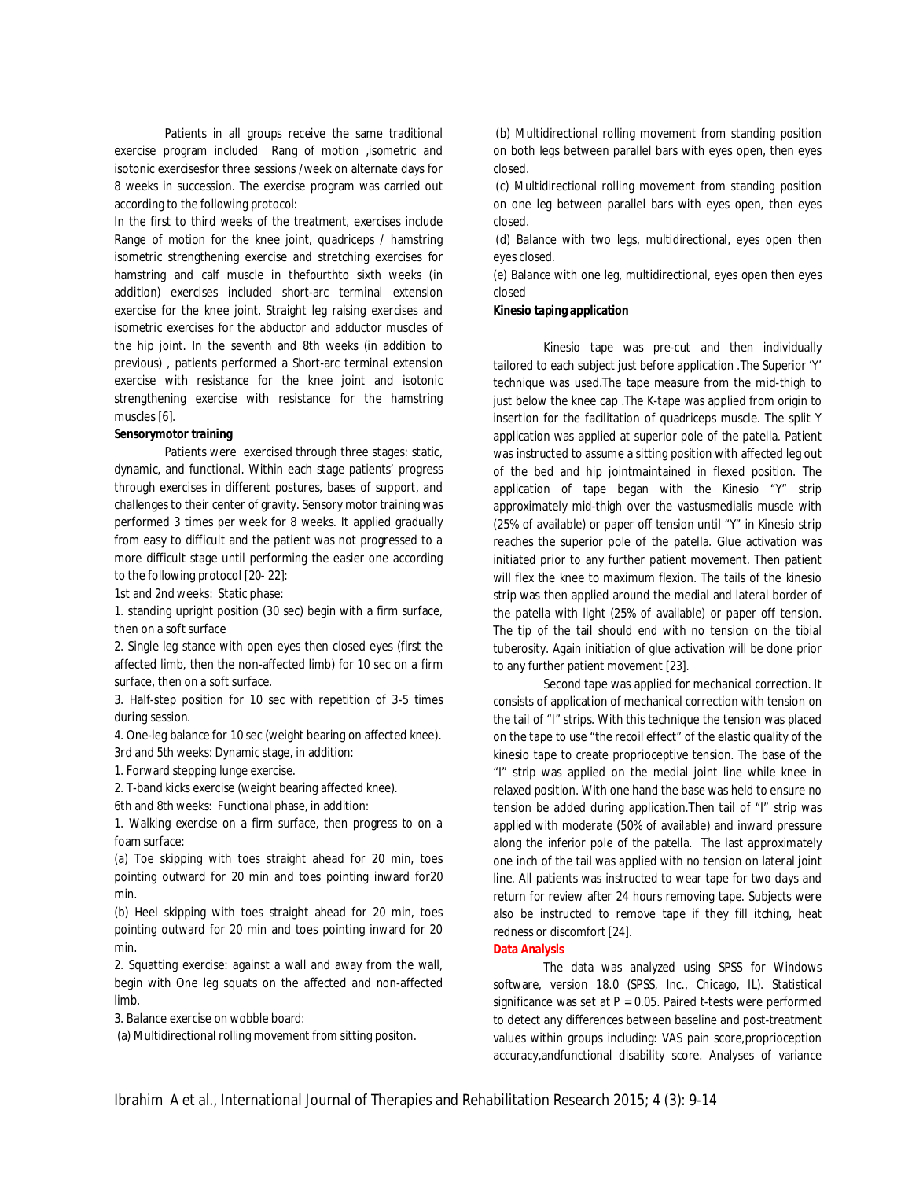Patients in all groups receive the same traditional exercise program included Rang of motion ,isometric and isotonic exercisesfor three sessions /week on alternate days for 8 weeks in succession. The exercise program was carried out according to the following protocol:

In the first to third weeks of the treatment, exercises include Range of motion for the knee joint, quadriceps / hamstring isometric strengthening exercise and stretching exercises for hamstring and calf muscle in thefourthto sixth weeks (in addition) exercises included short-arc terminal extension exercise for the knee joint, Straight leg raising exercises and isometric exercises for the abductor and adductor muscles of the hip joint. In the seventh and 8th weeks (in addition to previous) , patients performed a Short-arc terminal extension exercise with resistance for the knee joint and isotonic strengthening exercise with resistance for the hamstring muscles [6].

**Sensorymotor training**

Patients were exercised through three stages: static, dynamic, and functional. Within each stage patients' progress through exercises in different postures, bases of support, and challenges to their center of gravity. Sensory motor training was performed 3 times per week for 8 weeks. It applied gradually from easy to difficult and the patient was not progressed to a more difficult stage until performing the easier one according to the following protocol [20- 22]:

1st and 2nd weeks: Static phase:

1. standing upright position (30 sec) begin with a firm surface, then on a soft surface
2. Single leg stance with open eyes then closed eyes (first the affected limb, then the non-affected limb) for 10 sec on a firm surface, then on a soft surface.
3. Half-step position for 10 sec with repetition of 3-5 times during session.
4. One-leg balance for 10 sec (weight bearing on affected knee).

3rd and 5th weeks: Dynamic stage, in addition:

1. Forward stepping lunge exercise.
2. T-band kicks exercise (weight bearing affected knee).

6th and 8th weeks: Functional phase, in addition:

1. Walking exercise on a firm surface, then progress to on a foam surface:

(a) Toe skipping with toes straight ahead for 20 min, toes pointing outward for 20 min and toes pointing inward for20 min.

(b) Heel skipping with toes straight ahead for 20 min, toes pointing outward for 20 min and toes pointing inward for 20 min.

2. Squatting exercise: against a wall and away from the wall, begin with One leg squats on the affected and non-affected limb.
3. Balance exercise on wobble board:

(a) Multidirectional rolling movement from sitting positon.

(b) Multidirectional rolling movement from standing position on both legs between parallel bars with eyes open, then eyes closed.

(c) Multidirectional rolling movement from standing position on one leg between parallel bars with eyes open, then eyes closed.

(d) Balance with two legs, multidirectional, eyes open then eyes closed.

(e) Balance with one leg, multidirectional, eyes open then eyes closed

**Kinesio taping application**

Kinesio tape was pre-cut and then individually tailored to each subject just before application .The Superior 'Y' technique was used.The tape measure from the mid-thigh to just below the knee cap .The K-tape was applied from origin to insertion for the facilitation of quadriceps muscle. The split Y application was applied at superior pole of the patella. Patient was instructed to assume a sitting position with affected leg out of the bed and hip jointmaintained in flexed position. The application of tape began with the Kinesio "Y" strip approximately mid-thigh over the vastusmedialis muscle with (25% of available) or paper off tension until "Y" in Kinesio strip reaches the superior pole of the patella. Glue activation was initiated prior to any further patient movement. Then patient will flex the knee to maximum flexion. The tails of the kinesio strip was then applied around the medial and lateral border of the patella with light (25% of available) or paper off tension. The tip of the tail should end with no tension on the tibial tuberosity. Again initiation of glue activation will be done prior to any further patient movement [23].

Second tape was applied for mechanical correction. It consists of application of mechanical correction with tension on the tail of "I" strips. With this technique the tension was placed on the tape to use "the recoil effect" of the elastic quality of the kinesio tape to create proprioceptive tension. The base of the "I" strip was applied on the medial joint line while knee in relaxed position. With one hand the base was held to ensure no tension be added during application.Then tail of "I" strip was applied with moderate (50% of available) and inward pressure along the inferior pole of the patella. The last approximately one inch of the tail was applied with no tension on lateral joint line. All patients was instructed to wear tape for two days and return for review after 24 hours removing tape. Subjects were also be instructed to remove tape if they fill itching, heat redness or discomfort [24].

**Data Analysis**

The data was analyzed using SPSS for Windows software, version 18.0 (SPSS, Inc., Chicago, IL). Statistical significance was set at $P = 0.05$. Paired t-tests were performed to detect any differences between baseline and post-treatment values within groups including: VAS pain score,proprioception accuracy,andfunctional disability score. Analyses of variance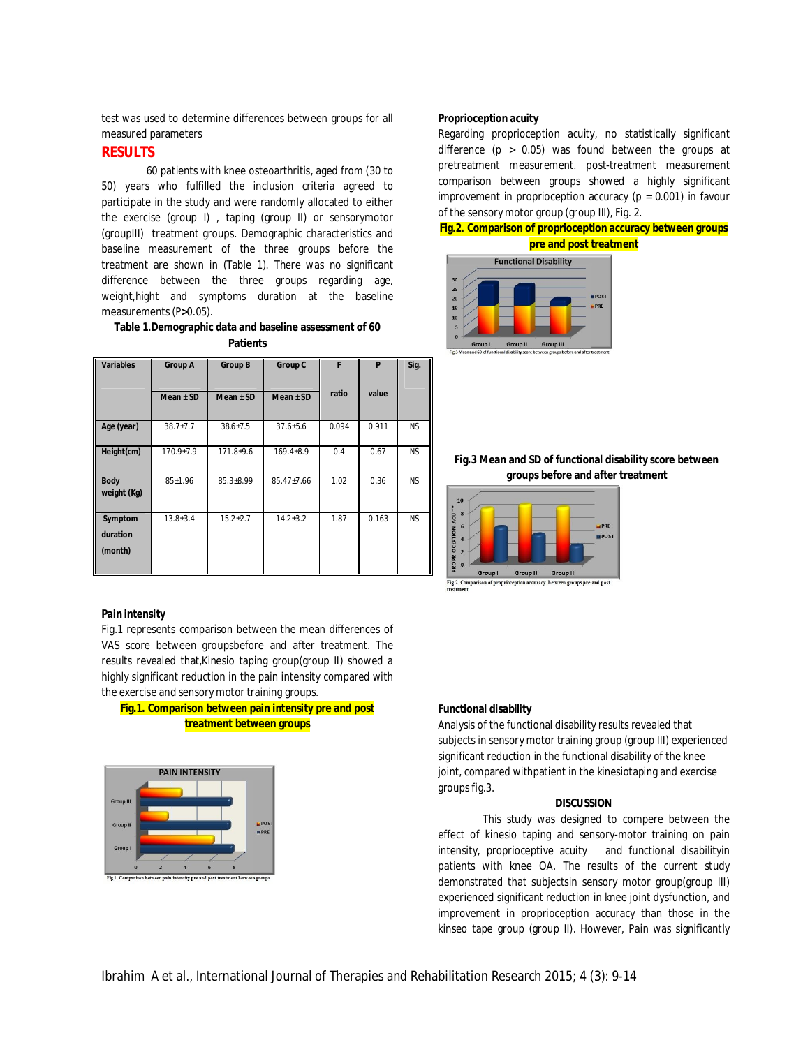test was used to determine differences between groups for all measured parameters

## RESULTS

60 patients with knee osteoarthritis, aged from (30 to 50) years who fulfilled the inclusion criteria agreed to participate in the study and were randomly allocated to either the exercise (group I) , taping (group II) or sensorymotor (groupIII) treatment groups. Demographic characteristics and baseline measurement of the three groups before the treatment are shown in (Table 1). There was no significant difference between the three groups regarding age, weight,hight and symptoms duration at the baseline measurements (P>0.05).

**Table 1.Demographic data and baseline assessment of 60 Patients**

| Variables | Group A | Group B | Group C | F | P | Sig. |
|---|---|---|---|---|---|---|
| | Mean ± SD | Mean ± SD | Mean ± SD | ratio | value | |
| Age (year) | 38.7±7.7 | 38.6±7.5 | 37.6±5.6 | 0.094 | 0.911 | NS |
| Height(cm) | 170.9±7.9 | 171.8±9.6 | 169.4±8.9 | 0.4 | 0.67 | NS |
| Body weight (Kg) | 85±1.96 | 85.3±8.99 | 85.47±7.66 | 1.02 | 0.36 | NS |
| Symptom duration (month) | 13.8±3.4 | 15.2±2.7 | 14.2±3.2 | 1.87 | 0.163 | NS |

### Pain intensity

Fig.1 represents comparison between the mean differences of VAS score between groupsbefore and after treatment. The results revealed that,Kinesio taping group(group II) showed a highly significant reduction in the pain intensity compared with the exercise and sensory motor training groups.

**Fig.1. Comparison between pain intensity pre and post treatment between groups**

Fig.1. Comparison between pain intensity pre and post treatment between groups

### Proprioception acuity

Regarding proprioception acuity, no statistically significant difference ($p > 0.05$) was found between the groups at pretreatment measurement. post-treatment measurement comparison between groups showed a highly significant improvement in proprioception accuracy ($p = 0.001$) in favour of the sensory motor group (group III), Fig. 2.

**Fig.2. Comparison of proprioception accuracy between groups pre and post treatment**

Fig.3 Mean and SD of functional disability score between groups before and after treatment

**Fig.3 Mean and SD of functional disability score between groups before and after treatment**

Fig.2. Comparison of proprioception accuracy between groups pre and post treatment

### Functional disability

Analysis of the functional disability results revealed that subjects in sensory motor training group (group III) experienced significant reduction in the functional disability of the knee joint, compared withpatient in the kinesiotaping and exercise groups fig.3.

## DISCUSSION

This study was designed to compere between the effect of kinesio taping and sensory-motor training on pain intensity, proprioceptive acuity and functional disabilityin patients with knee OA. The results of the current study demonstrated that subjectsin sensory motor group(group III) experienced significant reduction in knee joint dysfunction, and improvement in proprioception accuracy than those in the kinseo tape group (group II). However, Pain was significantly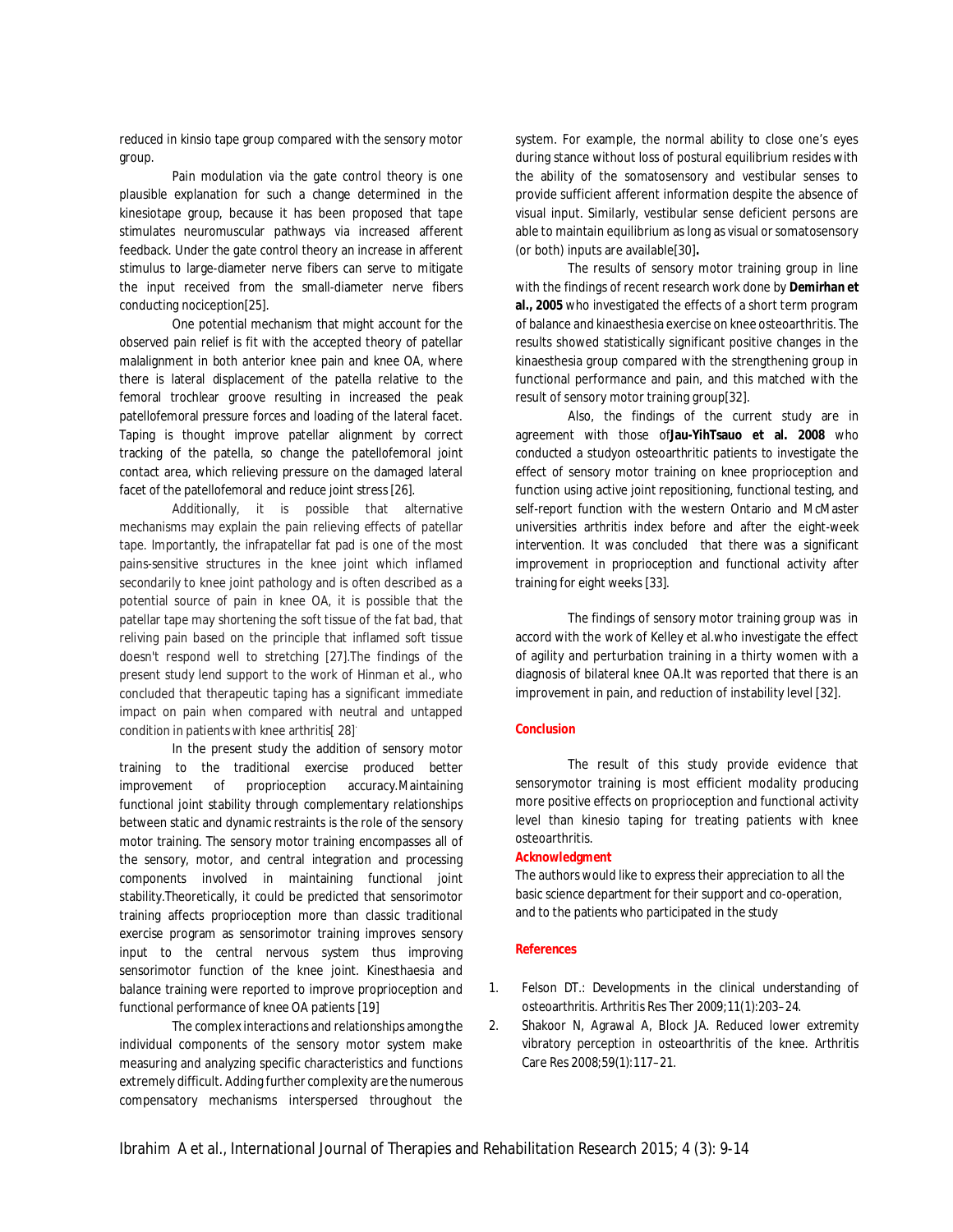reduced in kinsio tape group compared with the sensory motor group.

Pain modulation via the gate control theory is one plausible explanation for such a change determined in the kinesiotape group, because it has been proposed that tape stimulates neuromuscular pathways via increased afferent feedback. Under the gate control theory an increase in afferent stimulus to large-diameter nerve fibers can serve to mitigate the input received from the small-diameter nerve fibers conducting nociception[25].

One potential mechanism that might account for the observed pain relief is fit with the accepted theory of patellar malalignment in both anterior knee pain and knee OA, where there is lateral displacement of the patella relative to the femoral trochlear groove resulting in increased the peak patellofemoral pressure forces and loading of the lateral facet. Taping is thought improve patellar alignment by correct tracking of the patella, so change the patellofemoral joint contact area, which relieving pressure on the damaged lateral facet of the patellofemoral and reduce joint stress [26].

Additionally, it is possible that alternative mechanisms may explain the pain relieving effects of patellar tape. Importantly, the infrapatellar fat pad is one of the most pains-sensitive structures in the knee joint which inflamed secondarily to knee joint pathology and is often described as a potential source of pain in knee OA, it is possible that the patellar tape may shortening the soft tissue of the fat bad, that reliving pain based on the principle that inflamed soft tissue doesn't respond well to stretching [27].The findings of the present study lend support to the work of Hinman et al., who concluded that therapeutic taping has a significant immediate impact on pain when compared with neutral and untapped condition in patients with knee arthritis[ 28].

In the present study the addition of sensory motor training to the traditional exercise produced better improvement of proprioception accuracy.Maintaining functional joint stability through complementary relationships between static and dynamic restraints is the role of the sensory motor training. The sensory motor training encompasses all of the sensory, motor, and central integration and processing components involved in maintaining functional joint stability.Theoretically, it could be predicted that sensorimotor training affects proprioception more than classic traditional exercise program as sensorimotor training improves sensory input to the central nervous system thus improving sensorimotor function of the knee joint. Kinesthaesia and balance training were reported to improve proprioception and functional performance of knee OA patients [19]

The complex interactions and relationships among the individual components of the sensory motor system make measuring and analyzing specific characteristics and functions extremely difficult. Adding further complexity are the numerous compensatory mechanisms interspersed throughout the system. For example, the normal ability to close one's eyes during stance without loss of postural equilibrium resides with the ability of the somatosensory and vestibular senses to provide sufficient afferent information despite the absence of visual input. Similarly, vestibular sense deficient persons are able to maintain equilibrium as long as visual or somatosensory (or both) inputs are available[30].

The results of sensory motor training group in line with the findings of recent research work done by **Demirhan et al., 2005** who investigated the effects of a short term program of balance and kinaesthesia exercise on knee osteoarthritis. The results showed statistically significant positive changes in the kinaesthesia group compared with the strengthening group in functional performance and pain, and this matched with the result of sensory motor training group[32].

Also, the findings of the current study are in agreement with those of**Jau-YihTsauo et al. 2008** who conducted a studyon osteoarthritic patients to investigate the effect of sensory motor training on knee proprioception and function using active joint repositioning, functional testing, and self-report function with the western Ontario and McMaster universities arthritis index before and after the eight-week intervention. It was concluded that there was a significant improvement in proprioception and functional activity after training for eight weeks [33].

The findings of sensory motor training group was in accord with the work of Kelley et al.who investigate the effect of agility and perturbation training in a thirty women with a diagnosis of bilateral knee OA.It was reported that there is an improvement in pain, and reduction of instability level [32].

## Conclusion

The result of this study provide evidence that sensorymotor training is most efficient modality producing more positive effects on proprioception and functional activity level than kinesio taping for treating patients with knee osteoarthritis.

## Acknowledgment

The authors would like to express their appreciation to all the basic science department for their support and co-operation, and to the patients who participated in the study

## References

1. Felson DT.: Developments in the clinical understanding of osteoarthritis. Arthritis Res Ther 2009;11(1):203–24.
2. Shakoor N, Agrawal A, Block JA. Reduced lower extremity vibratory perception in osteoarthritis of the knee. Arthritis Care Res 2008;59(1):117–21.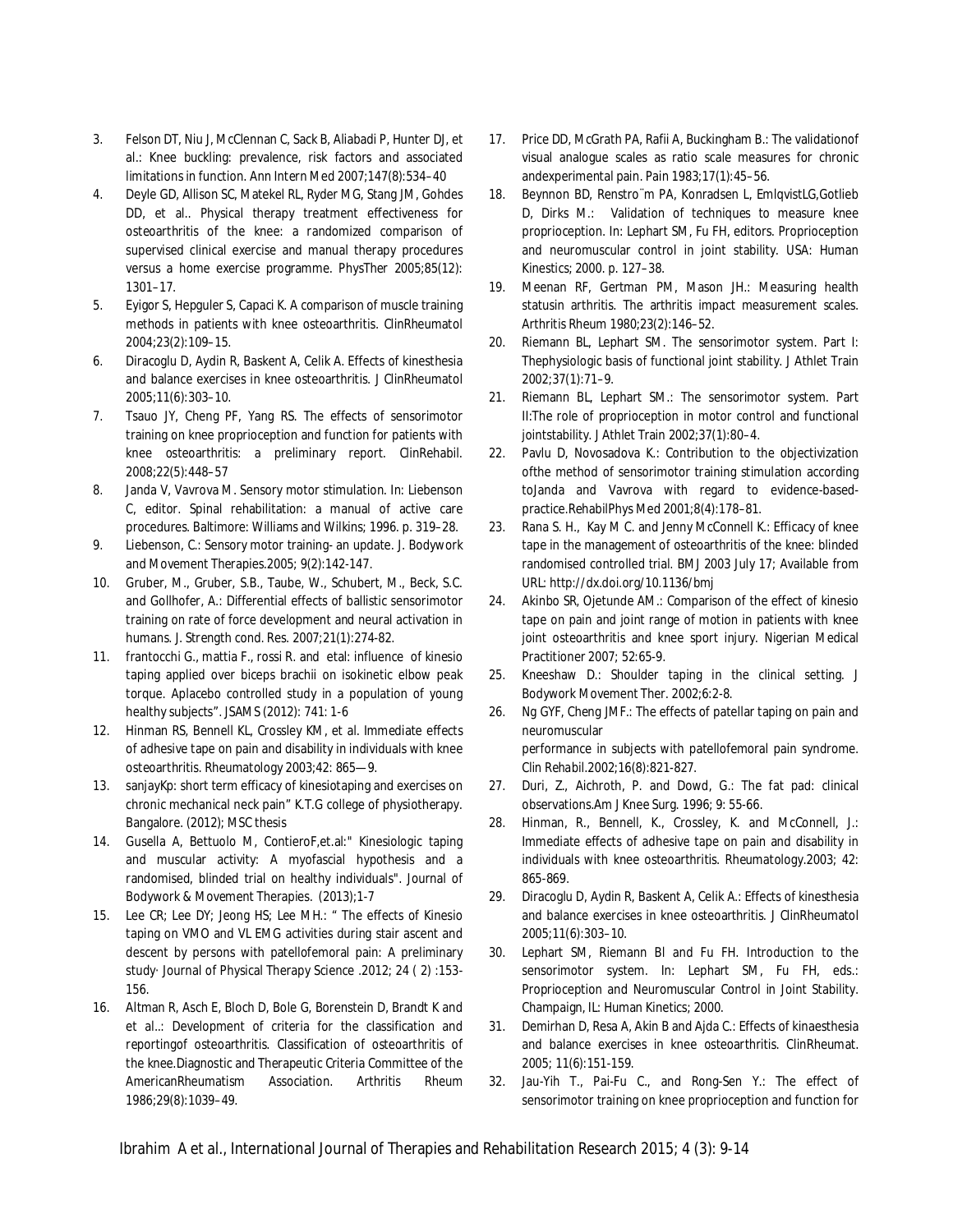3. Felson DT, Niu J, McClennan C, Sack B, Aliabadi P, Hunter DJ, et al.: Knee buckling: prevalence, risk factors and associated limitations in function. Ann Intern Med 2007;147(8):534–40
4. Deyle GD, Allison SC, Matekel RL, Ryder MG, Stang JM, Gohdes DD, et al.. Physical therapy treatment effectiveness for osteoarthritis of the knee: a randomized comparison of supervised clinical exercise and manual therapy procedures versus a home exercise programme. PhysTher 2005;85(12): 1301–17.
5. Eyigor S, Hepguler S, Capaci K. A comparison of muscle training methods in patients with knee osteoarthritis. ClinRheumatol 2004;23(2):109–15.
6. Diracoglu D, Aydin R, Baskent A, Celik A. Effects of kinesthesia and balance exercises in knee osteoarthritis. J ClinRheumatol 2005;11(6):303–10.
7. Tsauo JY, Cheng PF, Yang RS. The effects of sensorimotor training on knee proprioception and function for patients with knee osteoarthritis: a preliminary report. ClinRehabil. 2008;22(5):448–57
8. Janda V, Vavrova M. Sensory motor stimulation. In: Liebenson C, editor. Spinal rehabilitation: a manual of active care procedures. Baltimore: Williams and Wilkins; 1996. p. 319–28.
9. Liebenson, C.: Sensory motor training- an update. J. Bodywork and Movement Therapies.2005; 9(2):142-147.
10. Gruber, M., Gruber, S.B., Taube, W., Schubert, M., Beck, S.C. and Gollhofer, A.: Differential effects of ballistic sensorimotor training on rate of force development and neural activation in humans. J. Strength cond. Res. 2007;21(1):274-82.
11. frantocchi G., mattia F., rossi R. and etal: influence of kinesio taping applied over biceps brachii on isokinetic elbow peak torque. Aplacebo controlled study in a population of young healthy subjects". JSAMS (2012): 741: 1-6
12. Hinman RS, Bennell KL, Crossley KM, et al. Immediate effects of adhesive tape on pain and disability in individuals with knee osteoarthritis. Rheumatology 2003;42: 865—9.
13. sanjayKp: short term efficacy of kinesiotaping and exercises on chronic mechanical neck pain" K.T.G college of physiotherapy. Bangalore. (2012); MSC thesis
14. Gusella A, Bettuolo M, ContieroF,et.al:" Kinesiologic taping and muscular activity: A myofascial hypothesis and a randomised, blinded trial on healthy individuals". Journal of Bodywork & Movement Therapies. (2013);1-7
15. Lee CR; Lee DY; Jeong HS; Lee MH.: " The effects of Kinesio taping on VMO and VL EMG activities during stair ascent and descent by persons with patellofemoral pain: A preliminary study· Journal of Physical Therapy Science .2012; 24 ( 2) :153-156.
16. Altman R, Asch E, Bloch D, Bole G, Borenstein D, Brandt K and et al..: Development of criteria for the classification and reportingof osteoarthritis. Classification of osteoarthritis of the knee.Diagnostic and Therapeutic Criteria Committee of the AmericanRheumatism Association. Arthritis Rheum 1986;29(8):1039–49.
17. Price DD, McGrath PA, Rafii A, Buckingham B.: The validationof visual analogue scales as ratio scale measures for chronic andexperimental pain. Pain 1983;17(1):45–56.
18. Beynnon BD, Renstro¨m PA, Konradsen L, EmlqvistLG,Gotlieb D, Dirks M.: Validation of techniques to measure knee proprioception. In: Lephart SM, Fu FH, editors. Proprioception and neuromuscular control in joint stability. USA: Human Kinestics; 2000. p. 127–38.
19. Meenan RF, Gertman PM, Mason JH.: Measuring health statusin arthritis. The arthritis impact measurement scales. Arthritis Rheum 1980;23(2):146–52.
20. Riemann BL, Lephart SM. The sensorimotor system. Part I: Thephysiologic basis of functional joint stability. J Athlet Train 2002;37(1):71–9.
21. Riemann BL, Lephart SM.: The sensorimotor system. Part II:The role of proprioception in motor control and functional jointstability. J Athlet Train 2002;37(1):80–4.
22. Pavlu D, Novosadova K.: Contribution to the objectivization ofthe method of sensorimotor training stimulation according toJanda and Vavrova with regard to evidence-based-practice.RehabilPhys Med 2001;8(4):178–81.
23. Rana S. H., Kay M C. and Jenny McConnell K.: Efficacy of knee tape in the management of osteoarthritis of the knee: blinded randomised controlled trial. BMJ 2003 July 17; Available from URL: http://dx.doi.org/10.1136/bmj
24. Akinbo SR, Ojetunde AM.: Comparison of the effect of kinesio tape on pain and joint range of motion in patients with knee joint osteoarthritis and knee sport injury. Nigerian Medical Practitioner 2007; 52:65-9.
25. Kneeshaw D.: Shoulder taping in the clinical setting. J Bodywork Movement Ther. 2002;6:2-8.
26. Ng GYF, Cheng JMF.: The effects of patellar taping on pain and neuromuscular performance in subjects with patellofemoral pain syndrome. *Clin Rehabil*.2002;16(8):821-827.
27. Duri, Z., Aichroth, P. and Dowd, G.: The fat pad: clinical observations.Am J Knee Surg. 1996; 9: 55-66.
28. Hinman, R., Bennell, K., Crossley, K. and McConnell, J.: Immediate effects of adhesive tape on pain and disability in individuals with knee osteoarthritis. Rheumatology.2003; 42: 865-869.
29. Diracoglu D, Aydin R, Baskent A, Celik A.: Effects of kinesthesia and balance exercises in knee osteoarthritis. J ClinRheumatol 2005;11(6):303–10.
30. Lephart SM, Riemann Bl and Fu FH. Introduction to the sensorimotor system. In: Lephart SM, Fu FH, eds.: Proprioception and Neuromuscular Control in Joint Stability. Champaign, IL: Human Kinetics; 2000.
31. Demirhan D, Resa A, Akin B and Ajda C.: Effects of kinaesthesia and balance exercises in knee osteoarthritis. ClinRheumat. 2005; 11(6):151-159.
32. Jau-Yih T., Pai-Fu C., and Rong-Sen Y.: The effect of sensorimotor training on knee proprioception and function for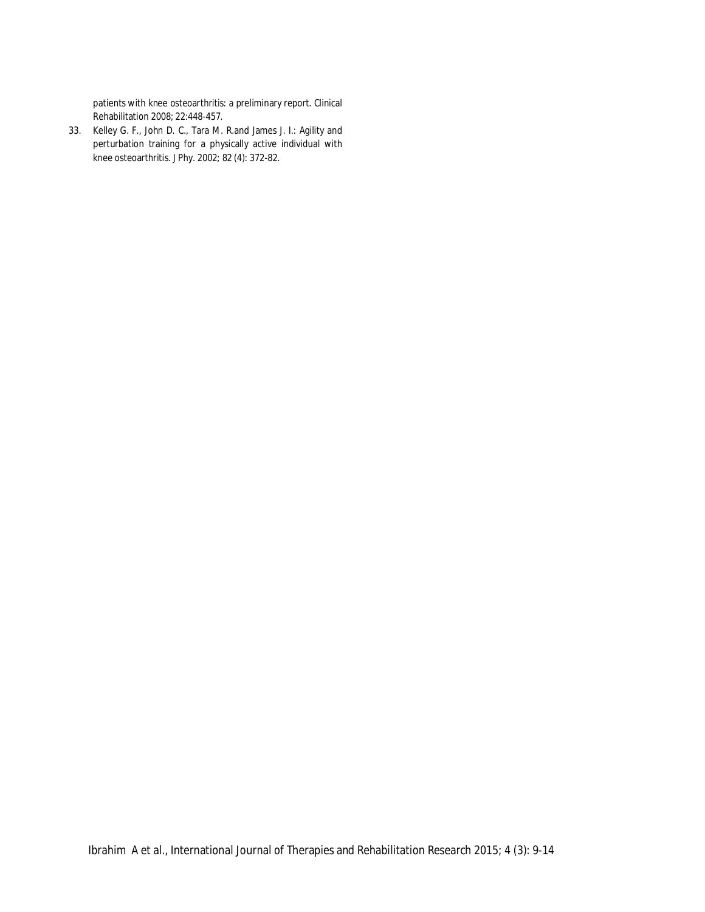patients with knee osteoarthritis: a preliminary report. Clinical Rehabilitation 2008; 22:448-457.

33. Kelley G. F., John D. C., Tara M. R.and James J. I.: Agility and perturbation training for a physically active individual with knee osteoarthritis. J Phy. 2002; 82 (4): 372-82.